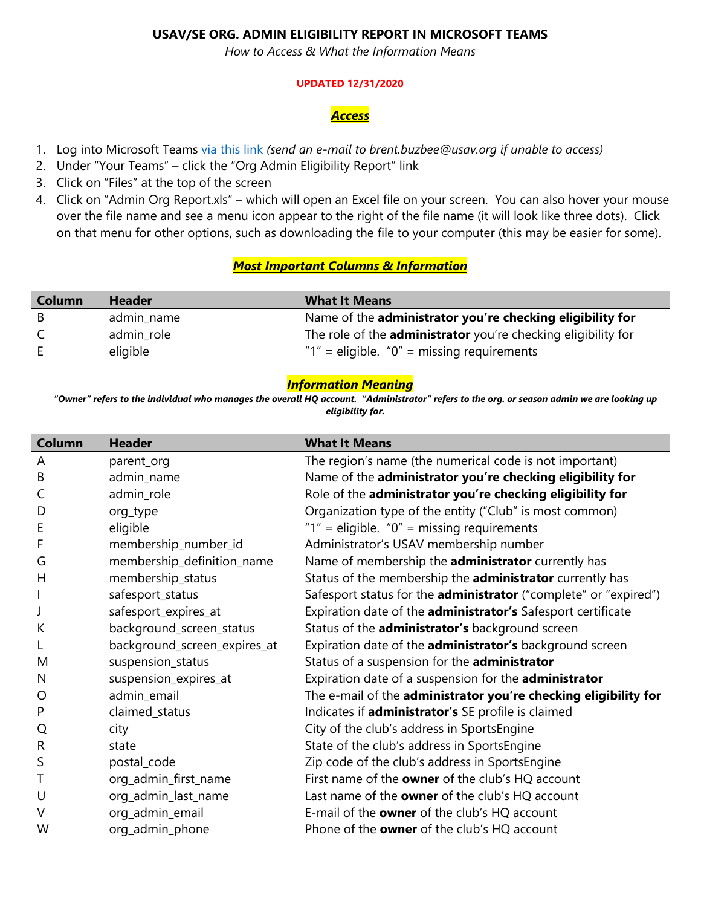# USAV/SE ORG. ADMIN ELIGIBILITY REPORT IN MICROSOFT TEAMS

*How to Access & What the Information Means*

**UPDATED 12/31/2020**

## ***Access***

1. Log into Microsoft Teams via this link *(send an e-mail to brent.buzbee@usav.org if unable to access)*
2. Under "Your Teams" – click the "Org Admin Eligibility Report" link
3. Click on "Files" at the top of the screen
4. Click on "Admin Org Report.xls" – which will open an Excel file on your screen. You can also hover your mouse over the file name and see a menu icon appear to the right of the file name (it will look like three dots). Click on that menu for other options, such as downloading the file to your computer (this may be easier for some).

## ***Most Important Columns & Information***

| Column | Header | What It Means |
|---|---|---|
| B | admin_name | Name of the **administrator you're checking eligibility for** |
| C | admin_role | The role of the **administrator** you're checking eligibility for |
| E | eligible | "1" = eligible. "0" = missing requirements |

## ***Information Meaning***

***"Owner" refers to the individual who manages the overall HQ account. "Administrator" refers to the org. or season admin we are looking up eligibility for.***

| Column | Header | What It Means |
|---|---|---|
| A | parent_org | The region's name (the numerical code is not important) |
| B | admin_name | Name of the **administrator you're checking eligibility for** |
| C | admin_role | Role of the **administrator you're checking eligibility for** |
| D | org_type | Organization type of the entity ("Club" is most common) |
| E | eligible | "1" = eligible. "0" = missing requirements |
| F | membership_number_id | Administrator's USAV membership number |
| G | membership_definition_name | Name of membership the **administrator** currently has |
| H | membership_status | Status of the membership the **administrator** currently has |
| I | safesport_status | Safesport status for the **administrator** ("complete" or "expired") |
| J | safesport_expires_at | Expiration date of the **administrator's** Safesport certificate |
| K | background_screen_status | Status of the **administrator's** background screen |
| L | background_screen_expires_at | Expiration date of the **administrator's** background screen |
| M | suspension_status | Status of a suspension for the **administrator** |
| N | suspension_expires_at | Expiration date of a suspension for the **administrator** |
| O | admin_email | The e-mail of the **administrator you're checking eligibility for** |
| P | claimed_status | Indicates if **administrator's** SE profile is claimed |
| Q | city | City of the club's address in SportsEngine |
| R | state | State of the club's address in SportsEngine |
| S | postal_code | Zip code of the club's address in SportsEngine |
| T | org_admin_first_name | First name of the **owner** of the club's HQ account |
| U | org_admin_last_name | Last name of the **owner** of the club's HQ account |
| V | org_admin_email | E-mail of the **owner** of the club's HQ account |
| W | org_admin_phone | Phone of the **owner** of the club's HQ account |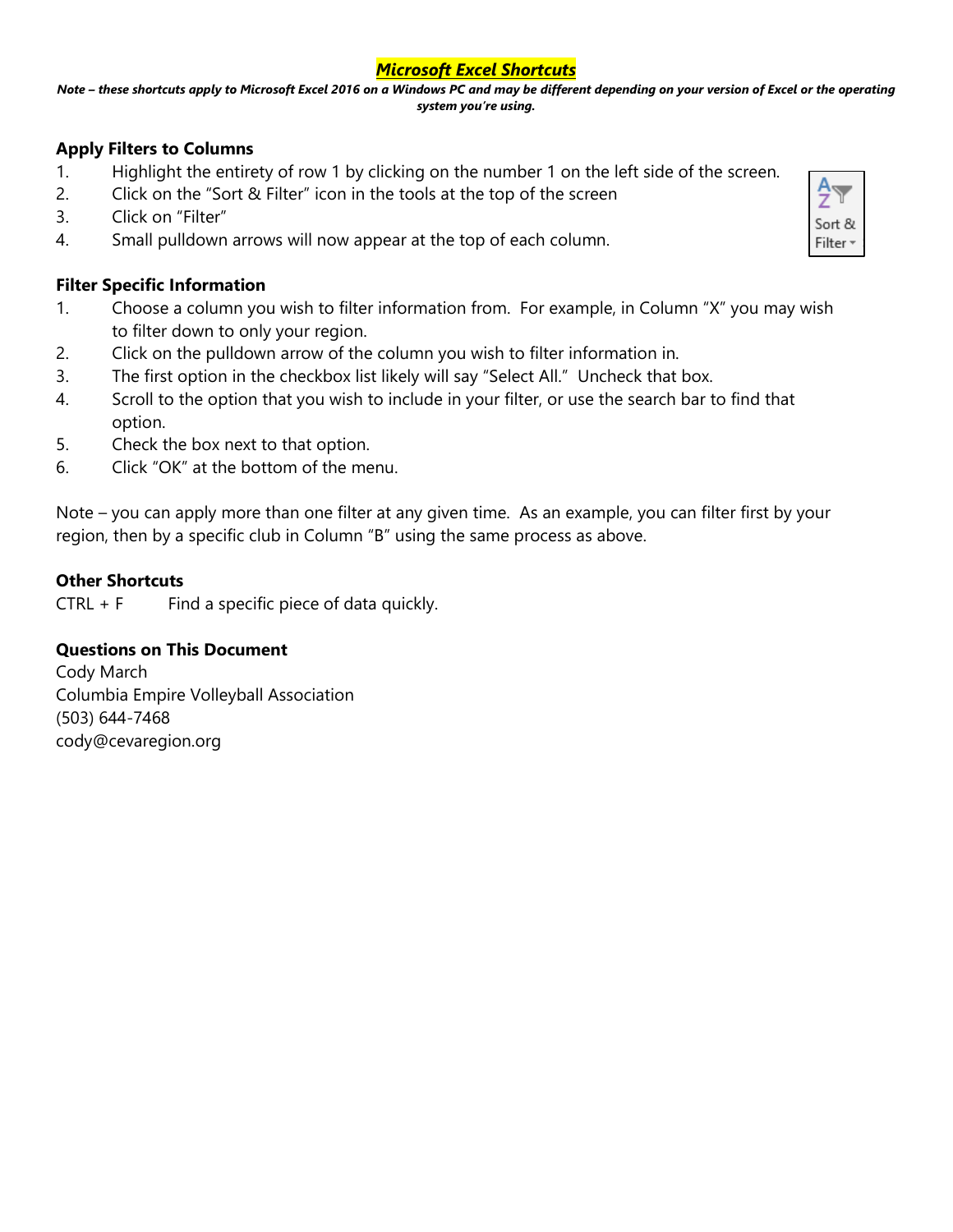# ***Microsoft Excel Shortcuts***

***Note – these shortcuts apply to Microsoft Excel 2016 on a Windows PC and may be different depending on your version of Excel or the operating system you're using.***

**Apply Filters to Columns**

1. Highlight the entirety of row 1 by clicking on the number 1 on the left side of the screen.
2. Click on the "Sort & Filter" icon in the tools at the top of the screen
3. Click on "Filter"
4. Small pulldown arrows will now appear at the top of each column.

**Filter Specific Information**

1. Choose a column you wish to filter information from. For example, in Column "X" you may wish to filter down to only your region.
2. Click on the pulldown arrow of the column you wish to filter information in.
3. The first option in the checkbox list likely will say "Select All." Uncheck that box.
4. Scroll to the option that you wish to include in your filter, or use the search bar to find that option.
5. Check the box next to that option.
6. Click "OK" at the bottom of the menu.

Note – you can apply more than one filter at any given time. As an example, you can filter first by your region, then by a specific club in Column "B" using the same process as above.

**Other Shortcuts**

CTRL + F Find a specific piece of data quickly.

**Questions on This Document**

Cody March
Columbia Empire Volleyball Association
(503) 644-7468
cody@cevaregion.org